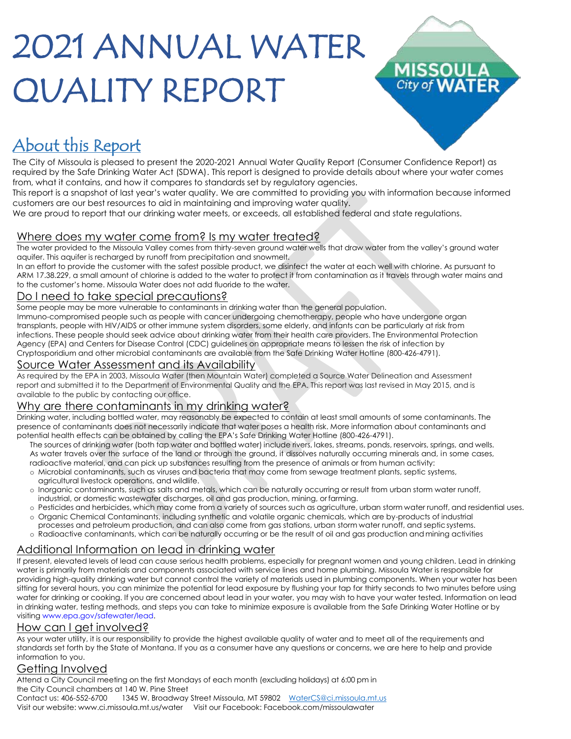# 2021 ANNUAL WATER QUALITY REPORT

MISSOULA City of WATER

## About this Report

The City of Missoula is pleased to present the 2020-2021 Annual Water Quality Report (Consumer Confidence Report) as required by the Safe Drinking Water Act (SDWA). This report is designed to provide details about where your water comes from, what it contains, and how it compares to standards set by regulatory agencies.

This report is a snapshot of last year's water quality. We are committed to providing you with information because informed customers are our best resources to aid in maintaining and improving water quality.

We are proud to report that our drinking water meets, or exceeds, all established federal and state regulations.

### Where does my water come from? Is my water treated?

The water provided to the Missoula Valley comes from thirty-seven ground water wells that draw water from the valley's ground water aquifer. This aquifer is recharged by runoff from precipitation and snowmelt.

In an effort to provide the customer with the safest possible product, we disinfect the water at each well with chlorine. As pursuant to ARM 17.38.229, a small amount of chlorine is added to the water to protect it from contamination as it travels through water mains and to the customer's home. Missoula Water does not add fluoride to the water.

### Do I need to take special precautions?

Some people may be more vulnerable to contaminants in drinking water than the general population.

Immuno-compromised people such as people with cancer undergoing chemotherapy, people who have undergone organ transplants, people with HIV/AIDS or other immune system disorders, some elderly, and infants can be particularly at risk from infections. These people should seek advice about drinking water from their health care providers. The Environmental Protection Agency (EPA) and Centers for Disease Control (CDC) guidelines on appropriate means to lessen the risk of infection by Cryptosporidium and other microbial contaminants are available from the Safe Drinking Water Hotline (800-426-4791).

### Source Water Assessment and its Availability

As required by the EPA in 2003, Missoula Water (then Mountain Water) completed a Source Water Delineation and Assessment report and submitted it to the Department of Environmental Quality and the EPA. This report was last revised in May 2015, and is available to the public by contacting our office.

### Why are there contaminants in my drinking water?

Drinking water, including bottled water, may reasonably be expected to contain at least small amounts of some contaminants. The presence of contaminants does not necessarily indicate that water poses a health risk. More information about contaminants and potential health effects can be obtained by calling the EPA's Safe Drinking Water Hotline (800-426-4791).

The sources of drinking water (both tap water and bottled water) include rivers, lakes, streams, ponds, reservoirs, springs, and wells. As water travels over the surface of the land or through the ground, it dissolves naturally occurring minerals and, in some cases, radioactive material, and can pick up substances resulting from the presence of animals or from human activity:

- Microbial contaminants, such as viruses and bacteria that may come from sewage treatment plants, septic systems, agricultural livestock operations, and wildlife.
- Inorganic contaminants, such as salts and metals, which can be naturally occurring or result from urban storm water runoff, industrial, or domestic wastewater discharges, oil and gas production, mining, or farming.
- Pesticides and herbicides, which may come from a variety of sources such as agriculture, urban storm water runoff, and residential uses.
- Organic Chemical Contaminants, including synthetic and volatile organic chemicals, which are by-products of industrial processes and petroleum production, and can also come from gas stations, urban storm water runoff, and septic systems.
- Radioactive contaminants, which can be naturally occurring or be the result of oil and gas production and mining activities

### Additional Information on lead in drinking water

If present, elevated levels of lead can cause serious health problems, especially for pregnant women and young children. Lead in drinking water is primarily from materials and components associated with service lines and home plumbing. Missoula Water is responsible for providing high-quality drinking water but cannot control the variety of materials used in plumbing components. When your water has been sitting for several hours, you can minimize the potential for lead exposure by flushing your tap for thirty seconds to two minutes before using water for drinking or cooking. If you are concerned about lead in your water, you may wish to have your water tested. Information on lead in drinking water, testing methods, and steps you can take to minimize exposure is available from the Safe Drinking Water Hotline or by visiting www.epa.gov/safewater/lead.

### How can I get involved?

As your water utility, it is our responsibility to provide the highest available quality of water and to meet all of the requirements and standards set forth by the State of Montana. If you as a consumer have any questions or concerns, we are here to help and provide information to you.

### Getting Involved

Attend a City Council meeting on the first Mondays of each month (excluding holidays) at 6:00 pm in the City Council chambers at 140 W. Pine Street

Contact us: 406-552-6700 1345 W. Broadway Street Missoula, MT 59802 WaterCS@ci.missoula.mt.us

Visit our website: www.ci.missoula.mt.us/water Visit our Facebook: Facebook.com/missoulawater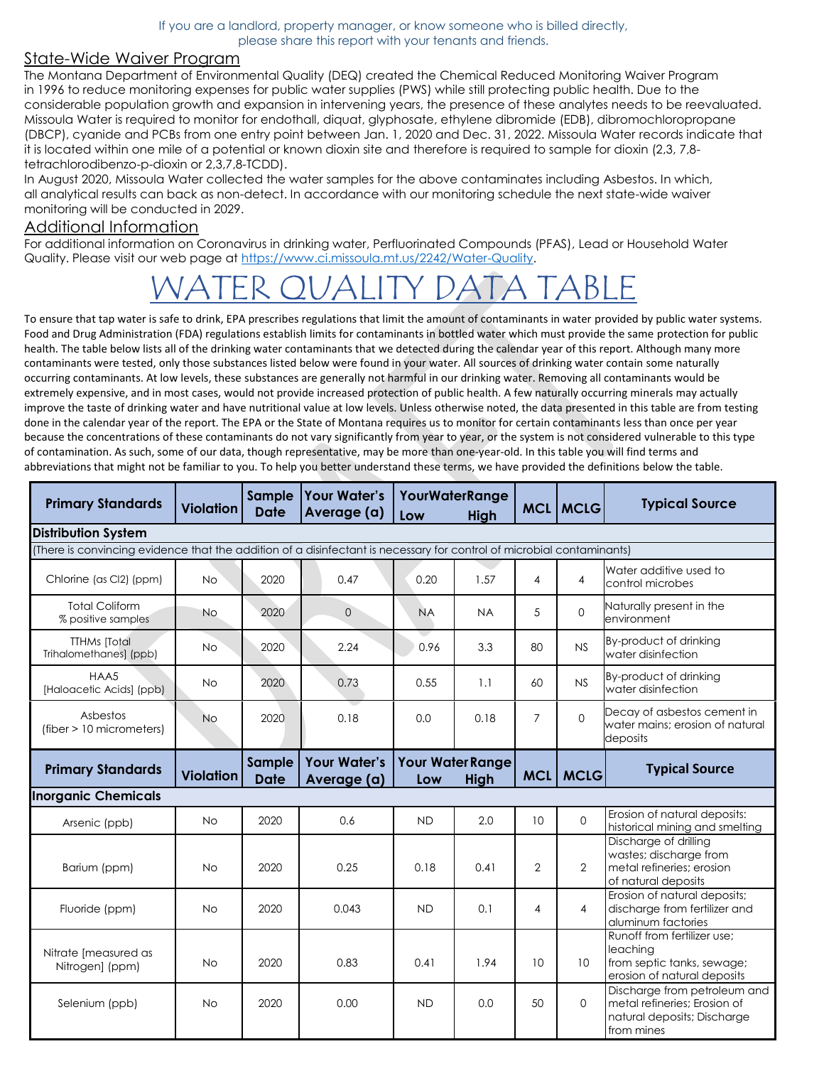If you are a landlord, property manager, or know someone who is billed directly, please share this report with your tenants and friends.

## State-Wide Waiver Program

The Montana Department of Environmental Quality (DEQ) created the Chemical Reduced Monitoring Waiver Program in 1996 to reduce monitoring expenses for public water supplies (PWS) while still protecting public health. Due to the considerable population growth and expansion in intervening years, the presence of these analytes needs to be reevaluated. Missoula Water is required to monitor for endothall, diquat, glyphosate, ethylene dibromide (EDB), dibromochloropropane (DBCP), cyanide and PCBs from one entry point between Jan. 1, 2020 and Dec. 31, 2022. Missoula Water records indicate that it is located within one mile of a potential or known dioxin site and therefore is required to sample for dioxin (2,3, 7,8-tetrachlorodibenzo-p-dioxin or 2,3,7,8-TCDD).

In August 2020, Missoula Water collected the water samples for the above contaminates including Asbestos. In which, all analytical results can back as non-detect. In accordance with our monitoring schedule the next state-wide waiver monitoring will be conducted in 2029.

## Additional Information

For additional information on Coronavirus in drinking water, Perfluorinated Compounds (PFAS), Lead or Household Water Quality. Please visit our web page at https://www.ci.missoula.mt.us/2242/Water-Quality.

# WATER QUALITY DATA TABLE

To ensure that tap water is safe to drink, EPA prescribes regulations that limit the amount of contaminants in water provided by public water systems. Food and Drug Administration (FDA) regulations establish limits for contaminants in bottled water which must provide the same protection for public health. The table below lists all of the drinking water contaminants that we detected during the calendar year of this report. Although many more contaminants were tested, only those substances listed below were found in your water. All sources of drinking water contain some naturally occurring contaminants. At low levels, these substances are generally not harmful in our drinking water. Removing all contaminants would be extremely expensive, and in most cases, would not provide increased protection of public health. A few naturally occurring minerals may actually improve the taste of drinking water and have nutritional value at low levels. Unless otherwise noted, the data presented in this table are from testing done in the calendar year of the report. The EPA or the State of Montana requires us to monitor for certain contaminants less than once per year because the concentrations of these contaminants do not vary significantly from year to year, or the system is not considered vulnerable to this type of contamination. As such, some of our data, though representative, may be more than one-year-old. In this table you will find terms and abbreviations that might not be familiar to you. To help you better understand these terms, we have provided the definitions below the table.

| Primary Standards | Violation | Sample Date | Your Water's Average (a) | YourWaterRange Low | High | MCL | MCLG | Typical Source |
|---|---|---|---|---|---|---|---|---|
| **Distribution System** | | | | | | | | |
| (There is convincing evidence that the addition of a disinfectant is necessary for control of microbial contaminants) | | | | | | | | |
| Chlorine (as Cl2) (ppm) | No | 2020 | 0.47 | 0.20 | 1.57 | 4 | 4 | Water additive used to control microbes |
| Total Coliform % positive samples | No | 2020 | 0 | NA | NA | 5 | 0 | Naturally present in the environment |
| TTHMs [Total Trihalomethanes] (ppb) | No | 2020 | 2.24 | 0.96 | 3.3 | 80 | NS | By-product of drinking water disinfection |
| HAA5 [Haloacetic Acids] (ppb) | No | 2020 | 0.73 | 0.55 | 1.1 | 60 | NS | By-product of drinking water disinfection |
| Asbestos (fiber > 10 micrometers) | No | 2020 | 0.18 | 0.0 | 0.18 | 7 | 0 | Decay of asbestos cement in water mains; erosion of natural deposits |

| Primary Standards | Violation | Sample Date | Your Water's Average (a) | Your Water Range Low | High | MCL | MCLG | Typical Source |
|---|---|---|---|---|---|---|---|---|
| **Inorganic Chemicals** | | | | | | | | |
| Arsenic (ppb) | No | 2020 | 0.6 | ND | 2.0 | 10 | 0 | Erosion of natural deposits: historical mining and smelting |
| Barium (ppm) | No | 2020 | 0.25 | 0.18 | 0.41 | 2 | 2 | Discharge of drilling wastes; discharge from metal refineries; erosion of natural deposits |
| Fluoride (ppm) | No | 2020 | 0.043 | ND | 0.1 | 4 | 4 | Erosion of natural deposits; discharge from fertilizer and aluminum factories |
| Nitrate [measured as Nitrogen] (ppm) | No | 2020 | 0.83 | 0.41 | 1.94 | 10 | 10 | Runoff from fertilizer use; leaching from septic tanks, sewage; erosion of natural deposits |
| Selenium (ppb) | No | 2020 | 0.00 | ND | 0.0 | 50 | 0 | Discharge from petroleum and metal refineries; Erosion of natural deposits; Discharge from mines |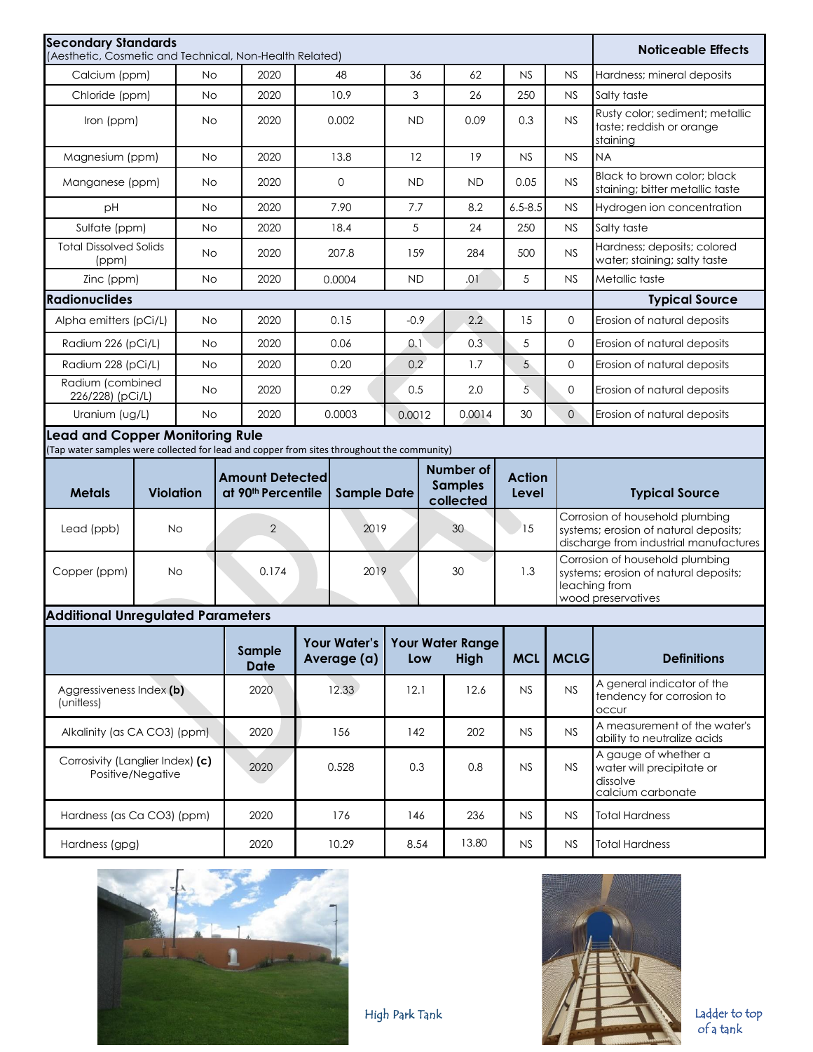| Secondary Standards (Aesthetic, Cosmetic and Technical, Non-Health Related) | | | | | | | | Noticeable Effects |
|---|---|---|---|---|---|---|---|---|
| Calcium (ppm) | No | 2020 | 48 | 36 | 62 | NS | NS | Hardness; mineral deposits |
| Chloride (ppm) | No | 2020 | 10.9 | 3 | 26 | 250 | NS | Salty taste |
| Iron (ppm) | No | 2020 | 0.002 | ND | 0.09 | 0.3 | NS | Rusty color; sediment; metallic taste; reddish or orange staining |
| Magnesium (ppm) | No | 2020 | 13.8 | 12 | 19 | NS | NS | NA |
| Manganese (ppm) | No | 2020 | 0 | ND | ND | 0.05 | NS | Black to brown color; black staining; bitter metallic taste |
| pH | No | 2020 | 7.90 | 7.7 | 8.2 | 6.5-8.5 | NS | Hydrogen ion concentration |
| Sulfate (ppm) | No | 2020 | 18.4 | 5 | 24 | 250 | NS | Salty taste |
| Total Dissolved Solids (ppm) | No | 2020 | 207.8 | 159 | 284 | 500 | NS | Hardness; deposits; colored water; staining; salty taste |
| Zinc (ppm) | No | 2020 | 0.0004 | ND | .01 | 5 | NS | Metallic taste |
| **Radionuclides** | | | | | | | | **Typical Source** |
| Alpha emitters (pCi/L) | No | 2020 | 0.15 | -0.9 | 2.2 | 15 | 0 | Erosion of natural deposits |
| Radium 226 (pCi/L) | No | 2020 | 0.06 | 0.1 | 0.3 | 5 | 0 | Erosion of natural deposits |
| Radium 228 (pCi/L) | No | 2020 | 0.20 | 0.2 | 1.7 | 5 | 0 | Erosion of natural deposits |
| Radium (combined 226/228) (pCi/L) | No | 2020 | 0.29 | 0.5 | 2.0 | 5 | 0 | Erosion of natural deposits |
| Uranium (ug/L) | No | 2020 | 0.0003 | 0.0012 | 0.0014 | 30 | 0 | Erosion of natural deposits |

## Lead and Copper Monitoring Rule

(Tap water samples were collected for lead and copper from sites throughout the community)

| Metals | Violation | Amount Detected at 90th Percentile | Sample Date | Number of Samples collected | Action Level | Typical Source |
|---|---|---|---|---|---|---|
| Lead (ppb) | No | 2 | 2019 | 30 | 15 | Corrosion of household plumbing systems; erosion of natural deposits; discharge from industrial manufactures |
| Copper (ppm) | No | 0.174 | 2019 | 30 | 1.3 | Corrosion of household plumbing systems; erosion of natural deposits; leaching from wood preservatives |

## Additional Unregulated Parameters

| | Sample Date | Your Water's Average (a) | Your Water Range Low | High | MCL | MCLG | Definitions |
|---|---|---|---|---|---|---|---|
| Aggressiveness Index **(b)** (unitless) | 2020 | 12.33 | 12.1 | 12.6 | NS | NS | A general indicator of the tendency for corrosion to occur |
| Alkalinity (as CA CO3) (ppm) | 2020 | 156 | 142 | 202 | NS | NS | A measurement of the water's ability to neutralize acids |
| Corrosivity (Langlier Index) **(c)** Positive/Negative | 2020 | 0.528 | 0.3 | 0.8 | NS | NS | A gauge of whether a water will precipitate or dissolve calcium carbonate |
| Hardness (as Ca CO3) (ppm) | 2020 | 176 | 146 | 236 | NS | NS | Total Hardness |
| Hardness (gpg) | 2020 | 10.29 | 8.54 | 13.80 | NS | NS | Total Hardness |

High Park Tank

Ladder to top of a tank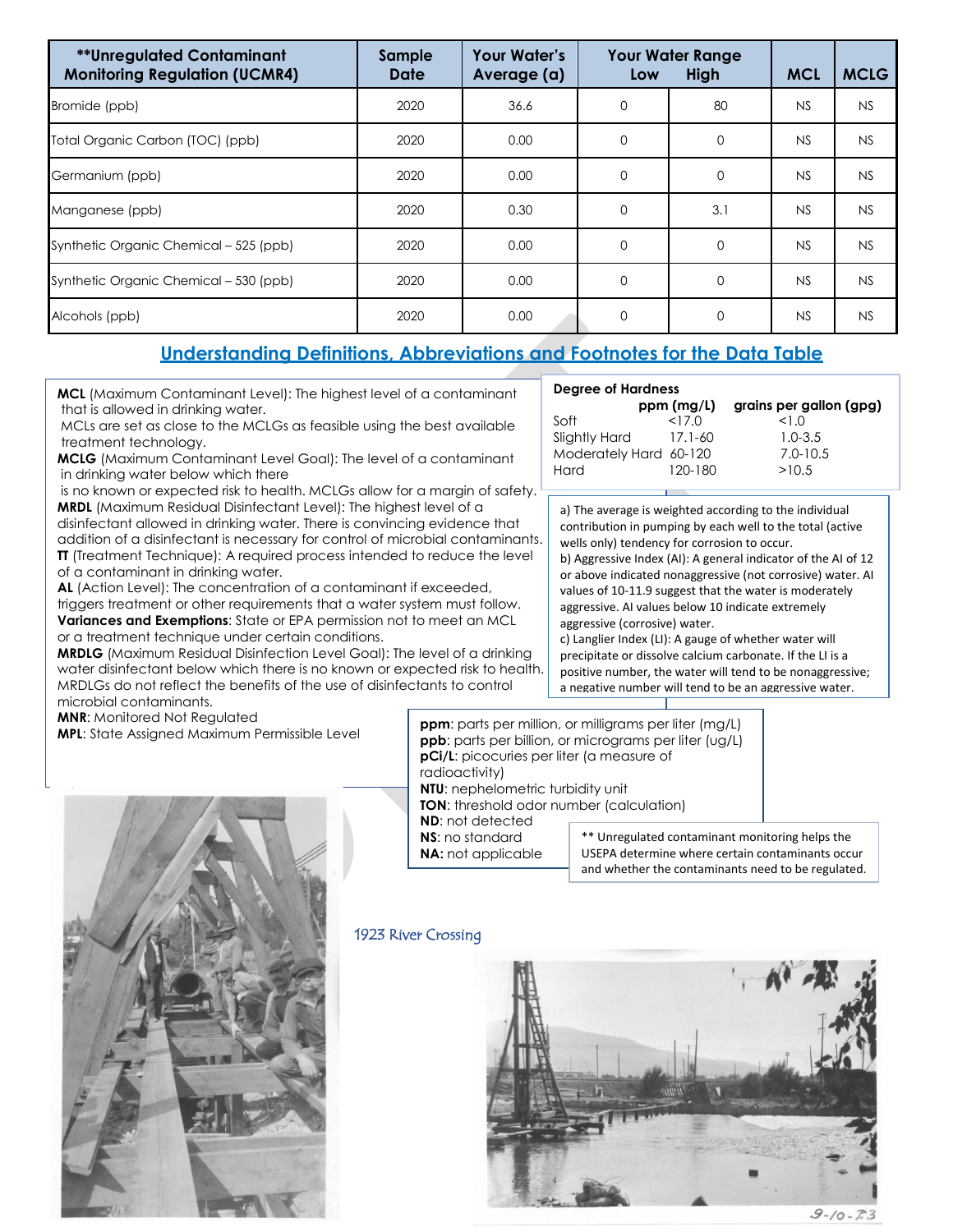| **Unregulated Contaminant Monitoring Regulation (UCMR4) | Sample Date | Your Water's Average (a) | Your Water Range Low | High | MCL | MCLG |
|---|---|---|---|---|---|---|
| Bromide (ppb) | 2020 | 36.6 | 0 | 80 | NS | NS |
| Total Organic Carbon (TOC) (ppb) | 2020 | 0.00 | 0 | 0 | NS | NS |
| Germanium (ppb) | 2020 | 0.00 | 0 | 0 | NS | NS |
| Manganese (ppb) | 2020 | 0.30 | 0 | 3.1 | NS | NS |
| Synthetic Organic Chemical – 525 (ppb) | 2020 | 0.00 | 0 | 0 | NS | NS |
| Synthetic Organic Chemical – 530 (ppb) | 2020 | 0.00 | 0 | 0 | NS | NS |
| Alcohols (ppb) | 2020 | 0.00 | 0 | 0 | NS | NS |

## Understanding Definitions, Abbreviations and Footnotes for the Data Table

**MCL** (Maximum Contaminant Level): The highest level of a contaminant that is allowed in drinking water. MCLs are set as close to the MCLGs as feasible using the best available treatment technology.
**MCLG** (Maximum Contaminant Level Goal): The level of a contaminant in drinking water below which there is no known or expected risk to health. MCLGs allow for a margin of safety.
**MRDL** (Maximum Residual Disinfectant Level): The highest level of a disinfectant allowed in drinking water. There is convincing evidence that addition of a disinfectant is necessary for control of microbial contaminants.
**TT** (Treatment Technique): A required process intended to reduce the level of a contaminant in drinking water.
**AL** (Action Level): The concentration of a contaminant if exceeded, triggers treatment or other requirements that a water system must follow.
**Variances and Exemptions**: State or EPA permission not to meet an MCL or a treatment technique under certain conditions.
**MRDLG** (Maximum Residual Disinfection Level Goal): The level of a drinking water disinfectant below which there is no known or expected risk to health. MRDLGs do not reflect the benefits of the use of disinfectants to control microbial contaminants.
**MNR**: Monitored Not Regulated
**MPL**: State Assigned Maximum Permissible Level

**Degree of Hardness**

| | ppm (mg/L) | grains per gallon (gpg) |
|---|---|---|
| Soft | <17.0 | <1.0 |
| Slightly Hard | 17.1-60 | 1.0-3.5 |
| Moderately Hard | 60-120 | 7.0-10.5 |
| Hard | 120-180 | >10.5 |

a) The average is weighted according to the individual contribution in pumping by each well to the total (active wells only) tendency for corrosion to occur.
b) Aggressive Index (AI): A general indicator of the AI of 12 or above indicated nonaggressive (not corrosive) water. AI values of 10-11.9 suggest that the water is moderately aggressive. AI values below 10 indicate extremely aggressive (corrosive) water.
c) Langlier Index (LI): A gauge of whether water will precipitate or dissolve calcium carbonate. If the LI is a positive number, the water will tend to be nonaggressive; a negative number will tend to be an aggressive water.

**ppm**: parts per million, or milligrams per liter (mg/L)
**ppb**: parts per billion, or micrograms per liter (ug/L)
**pCi/L**: picocuries per liter (a measure of radioactivity)
**NTU**: nephelometric turbidity unit
**TON**: threshold odor number (calculation)
**ND**: not detected
**NS**: no standard
**NA:** not applicable

** Unregulated contaminant monitoring helps the USEPA determine where certain contaminants occur and whether the contaminants need to be regulated.

1923 River Crossing

9-10-23